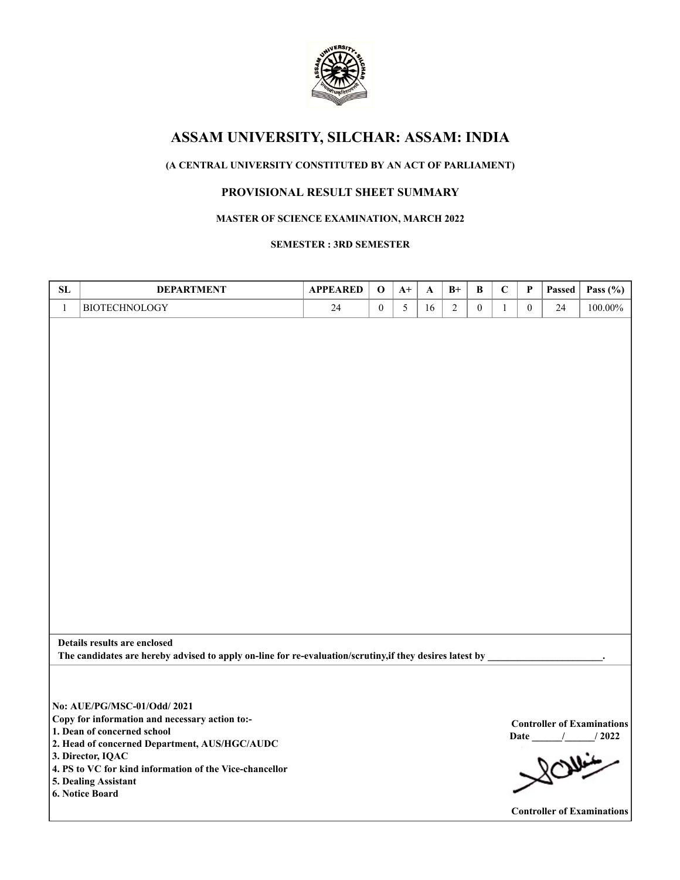# ASSAM UNIVERSITY, SILCHAR: ASSAM: INDIA

**(A CENTRAL UNIVERSITY CONSTITUTED BY AN ACT OF PARLIAMENT)**

## PROVISIONAL RESULT SHEET SUMMARY

**MASTER OF SCIENCE EXAMINATION, MARCH 2022**

**SEMESTER : 3RD SEMESTER**

| SL | DEPARTMENT | APPEARED | O | A+ | A | B+ | B | C | P | Passed | Pass (%) |
|---|---|---|---|---|---|---|---|---|---|---|---|
| 1 | BIOTECHNOLOGY | 24 | 0 | 5 | 16 | 2 | 0 | 1 | 0 | 24 | 100.00% |

**Details results are enclosed**

**The candidates are hereby advised to apply on-line for re-evaluation/scrutiny,if they desires latest by \_\_\_\_\_\_\_\_\_\_\_\_\_\_\_\_\_\_\_\_\_\_\_.**

**No: AUE/PG/MSC-01/Odd/ 2021**

**Copy for information and necessary action to:-**

1. **Dean of concerned school**
2. **Head of concerned Department, AUS/HGC/AUDC**
3. **Director, IQAC**
4. **PS to VC for kind information of the Vice-chancellor**
5. **Dealing Assistant**
6. **Notice Board**

**Controller of Examinations**

**Date \_\_\_\_\_\_/\_\_\_\_\_\_/ 2022**

**Controller of Examinations**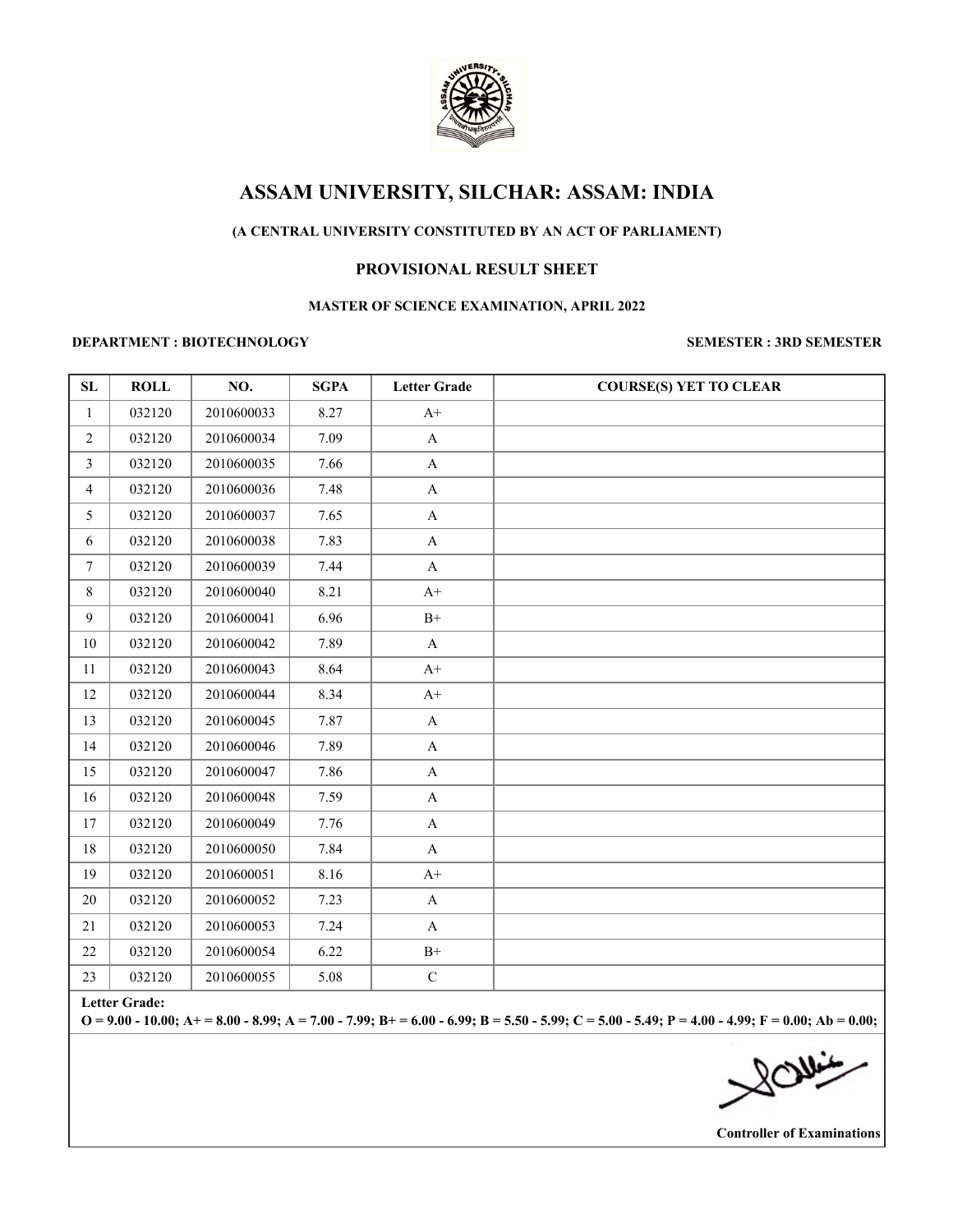# ASSAM UNIVERSITY, SILCHAR: ASSAM: INDIA

**(A CENTRAL UNIVERSITY CONSTITUTED BY AN ACT OF PARLIAMENT)**

**PROVISIONAL RESULT SHEET**

**MASTER OF SCIENCE EXAMINATION, APRIL 2022**

**DEPARTMENT : BIOTECHNOLOGY** **SEMESTER : 3RD SEMESTER**

| SL | ROLL | NO. | SGPA | Letter Grade | COURSE(S) YET TO CLEAR |
|---|---|---|---|---|---|
| 1 | 032120 | 2010600033 | 8.27 | A+ | |
| 2 | 032120 | 2010600034 | 7.09 | A | |
| 3 | 032120 | 2010600035 | 7.66 | A | |
| 4 | 032120 | 2010600036 | 7.48 | A | |
| 5 | 032120 | 2010600037 | 7.65 | A | |
| 6 | 032120 | 2010600038 | 7.83 | A | |
| 7 | 032120 | 2010600039 | 7.44 | A | |
| 8 | 032120 | 2010600040 | 8.21 | A+ | |
| 9 | 032120 | 2010600041 | 6.96 | B+ | |
| 10 | 032120 | 2010600042 | 7.89 | A | |
| 11 | 032120 | 2010600043 | 8.64 | A+ | |
| 12 | 032120 | 2010600044 | 8.34 | A+ | |
| 13 | 032120 | 2010600045 | 7.87 | A | |
| 14 | 032120 | 2010600046 | 7.89 | A | |
| 15 | 032120 | 2010600047 | 7.86 | A | |
| 16 | 032120 | 2010600048 | 7.59 | A | |
| 17 | 032120 | 2010600049 | 7.76 | A | |
| 18 | 032120 | 2010600050 | 7.84 | A | |
| 19 | 032120 | 2010600051 | 8.16 | A+ | |
| 20 | 032120 | 2010600052 | 7.23 | A | |
| 21 | 032120 | 2010600053 | 7.24 | A | |
| 22 | 032120 | 2010600054 | 6.22 | B+ | |
| 23 | 032120 | 2010600055 | 5.08 | C | |

**Letter Grade:**
**O = 9.00 - 10.00; A+ = 8.00 - 8.99; A = 7.00 - 7.99; B+ = 6.00 - 6.99; B = 5.50 - 5.99; C = 5.00 - 5.49; P = 4.00 - 4.99; F = 0.00; Ab = 0.00;**

**Controller of Examinations**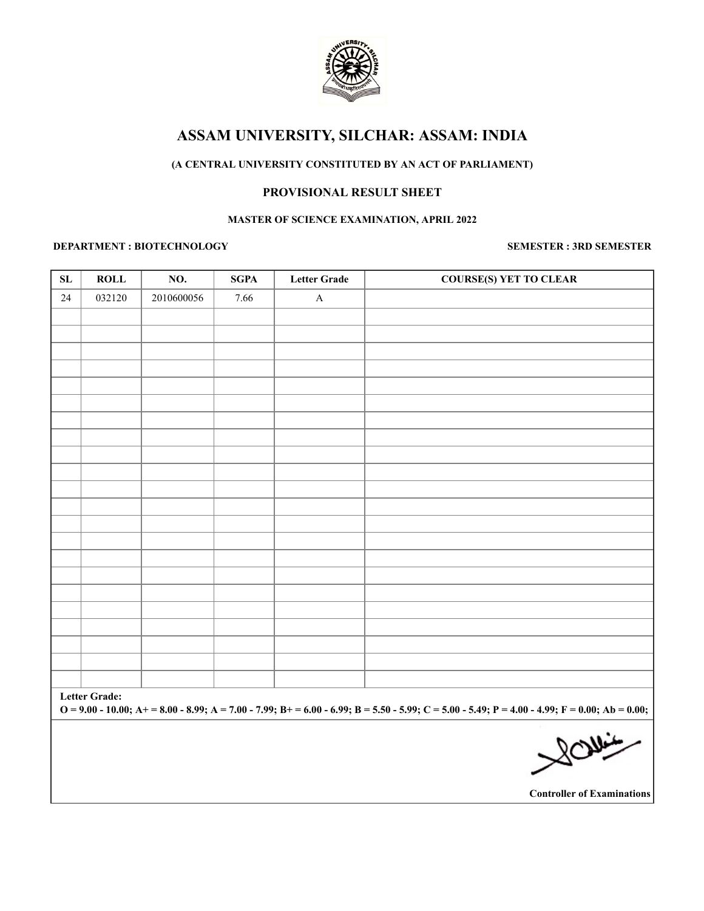# ASSAM UNIVERSITY, SILCHAR: ASSAM: INDIA

**(A CENTRAL UNIVERSITY CONSTITUTED BY AN ACT OF PARLIAMENT)**

## PROVISIONAL RESULT SHEET

**MASTER OF SCIENCE EXAMINATION, APRIL 2022**

**DEPARTMENT : BIOTECHNOLOGY** **SEMESTER : 3RD SEMESTER**

| SL | ROLL | NO. | SGPA | Letter Grade | COURSE(S) YET TO CLEAR |
|---|---|---|---|---|---|
| 24 | 032120 | 2010600056 | 7.66 | A | |

**Letter Grade:**

**O = 9.00 - 10.00; A+ = 8.00 - 8.99; A = 7.00 - 7.99; B+ = 6.00 - 6.99; B = 5.50 - 5.99; C = 5.00 - 5.49; P = 4.00 - 4.99; F = 0.00; Ab = 0.00;**

**Controller of Examinations**